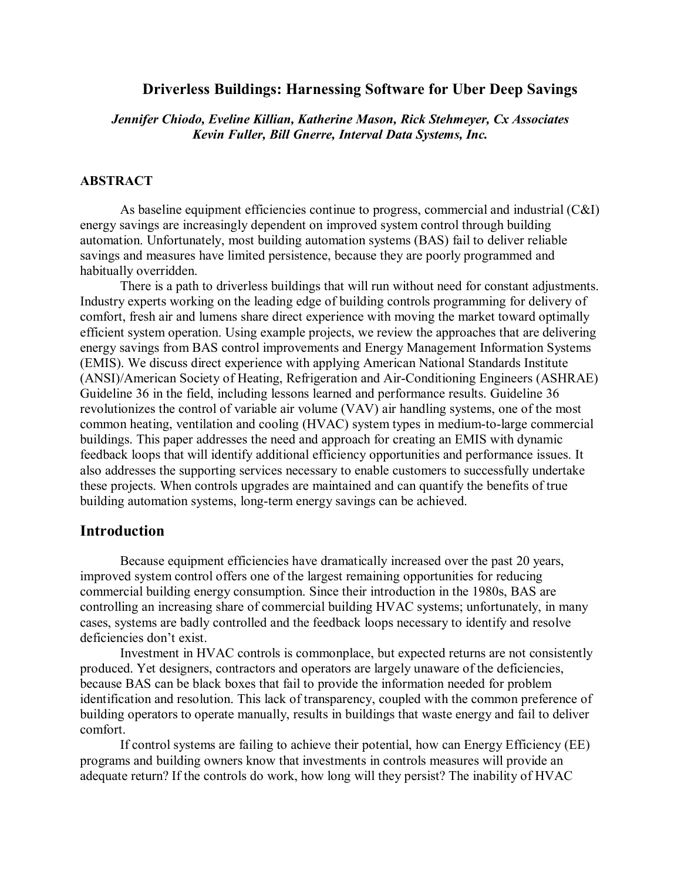# Driverless Buildings: Harnessing Software for Uber Deep Savings

*Jennifer Chiodo, Eveline Killian, Katherine Mason, Rick Stehmeyer, Cx Associates*
*Kevin Fuller, Bill Gnerre, Interval Data Systems, Inc.*

## ABSTRACT

As baseline equipment efficiencies continue to progress, commercial and industrial (C&I) energy savings are increasingly dependent on improved system control through building automation. Unfortunately, most building automation systems (BAS) fail to deliver reliable savings and measures have limited persistence, because they are poorly programmed and habitually overridden.

There is a path to driverless buildings that will run without need for constant adjustments. Industry experts working on the leading edge of building controls programming for delivery of comfort, fresh air and lumens share direct experience with moving the market toward optimally efficient system operation. Using example projects, we review the approaches that are delivering energy savings from BAS control improvements and Energy Management Information Systems (EMIS). We discuss direct experience with applying American National Standards Institute (ANSI)/American Society of Heating, Refrigeration and Air-Conditioning Engineers (ASHRAE) Guideline 36 in the field, including lessons learned and performance results. Guideline 36 revolutionizes the control of variable air volume (VAV) air handling systems, one of the most common heating, ventilation and cooling (HVAC) system types in medium-to-large commercial buildings. This paper addresses the need and approach for creating an EMIS with dynamic feedback loops that will identify additional efficiency opportunities and performance issues. It also addresses the supporting services necessary to enable customers to successfully undertake these projects. When controls upgrades are maintained and can quantify the benefits of true building automation systems, long-term energy savings can be achieved.

## Introduction

Because equipment efficiencies have dramatically increased over the past 20 years, improved system control offers one of the largest remaining opportunities for reducing commercial building energy consumption. Since their introduction in the 1980s, BAS are controlling an increasing share of commercial building HVAC systems; unfortunately, in many cases, systems are badly controlled and the feedback loops necessary to identify and resolve deficiencies don't exist.

Investment in HVAC controls is commonplace, but expected returns are not consistently produced. Yet designers, contractors and operators are largely unaware of the deficiencies, because BAS can be black boxes that fail to provide the information needed for problem identification and resolution. This lack of transparency, coupled with the common preference of building operators to operate manually, results in buildings that waste energy and fail to deliver comfort.

If control systems are failing to achieve their potential, how can Energy Efficiency (EE) programs and building owners know that investments in controls measures will provide an adequate return? If the controls do work, how long will they persist? The inability of HVAC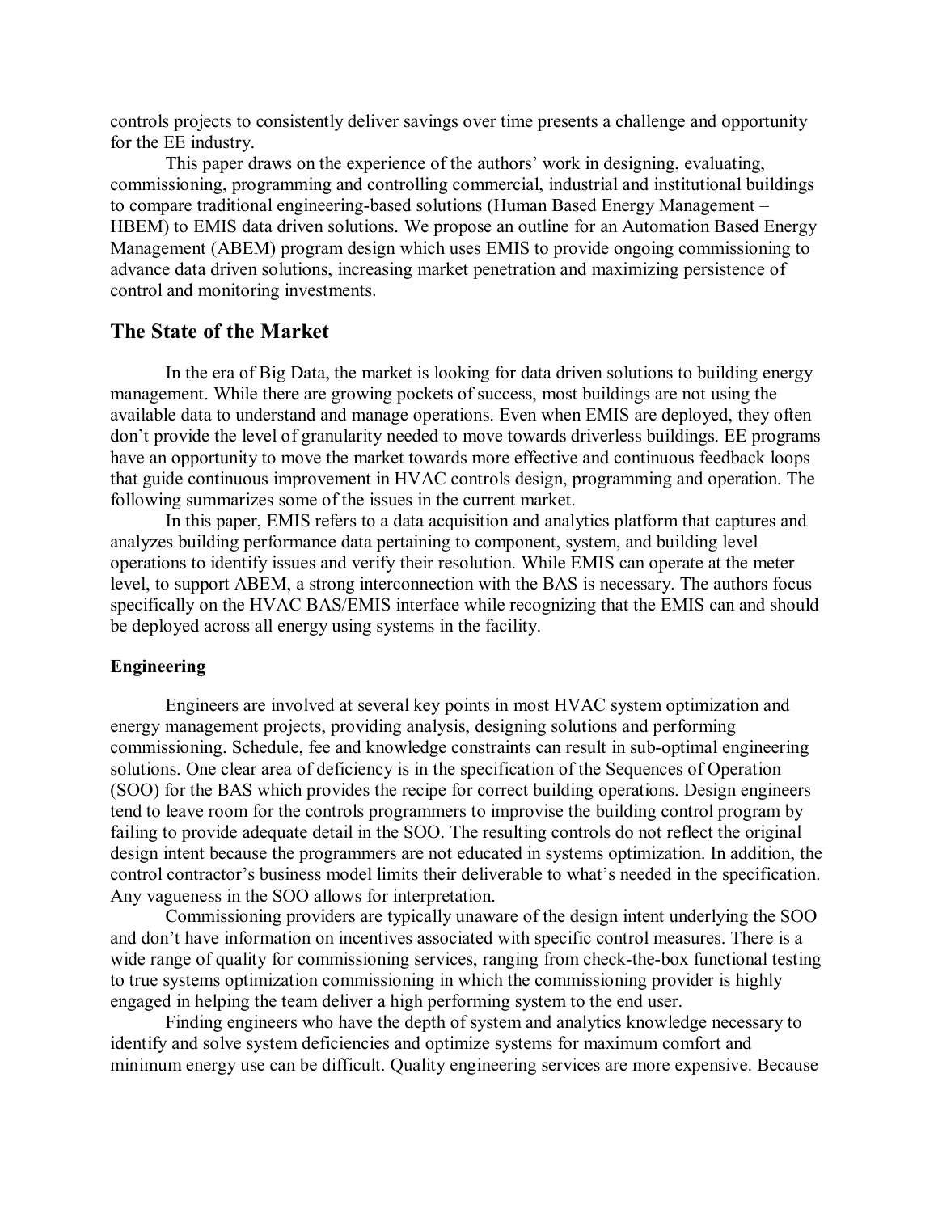controls projects to consistently deliver savings over time presents a challenge and opportunity for the EE industry.

This paper draws on the experience of the authors' work in designing, evaluating, commissioning, programming and controlling commercial, industrial and institutional buildings to compare traditional engineering-based solutions (Human Based Energy Management – HBEM) to EMIS data driven solutions. We propose an outline for an Automation Based Energy Management (ABEM) program design which uses EMIS to provide ongoing commissioning to advance data driven solutions, increasing market penetration and maximizing persistence of control and monitoring investments.

## The State of the Market

In the era of Big Data, the market is looking for data driven solutions to building energy management. While there are growing pockets of success, most buildings are not using the available data to understand and manage operations. Even when EMIS are deployed, they often don't provide the level of granularity needed to move towards driverless buildings. EE programs have an opportunity to move the market towards more effective and continuous feedback loops that guide continuous improvement in HVAC controls design, programming and operation. The following summarizes some of the issues in the current market.

In this paper, EMIS refers to a data acquisition and analytics platform that captures and analyzes building performance data pertaining to component, system, and building level operations to identify issues and verify their resolution. While EMIS can operate at the meter level, to support ABEM, a strong interconnection with the BAS is necessary. The authors focus specifically on the HVAC BAS/EMIS interface while recognizing that the EMIS can and should be deployed across all energy using systems in the facility.

### Engineering

Engineers are involved at several key points in most HVAC system optimization and energy management projects, providing analysis, designing solutions and performing commissioning. Schedule, fee and knowledge constraints can result in sub-optimal engineering solutions. One clear area of deficiency is in the specification of the Sequences of Operation (SOO) for the BAS which provides the recipe for correct building operations. Design engineers tend to leave room for the controls programmers to improvise the building control program by failing to provide adequate detail in the SOO. The resulting controls do not reflect the original design intent because the programmers are not educated in systems optimization. In addition, the control contractor's business model limits their deliverable to what's needed in the specification. Any vagueness in the SOO allows for interpretation.

Commissioning providers are typically unaware of the design intent underlying the SOO and don't have information on incentives associated with specific control measures. There is a wide range of quality for commissioning services, ranging from check-the-box functional testing to true systems optimization commissioning in which the commissioning provider is highly engaged in helping the team deliver a high performing system to the end user.

Finding engineers who have the depth of system and analytics knowledge necessary to identify and solve system deficiencies and optimize systems for maximum comfort and minimum energy use can be difficult. Quality engineering services are more expensive. Because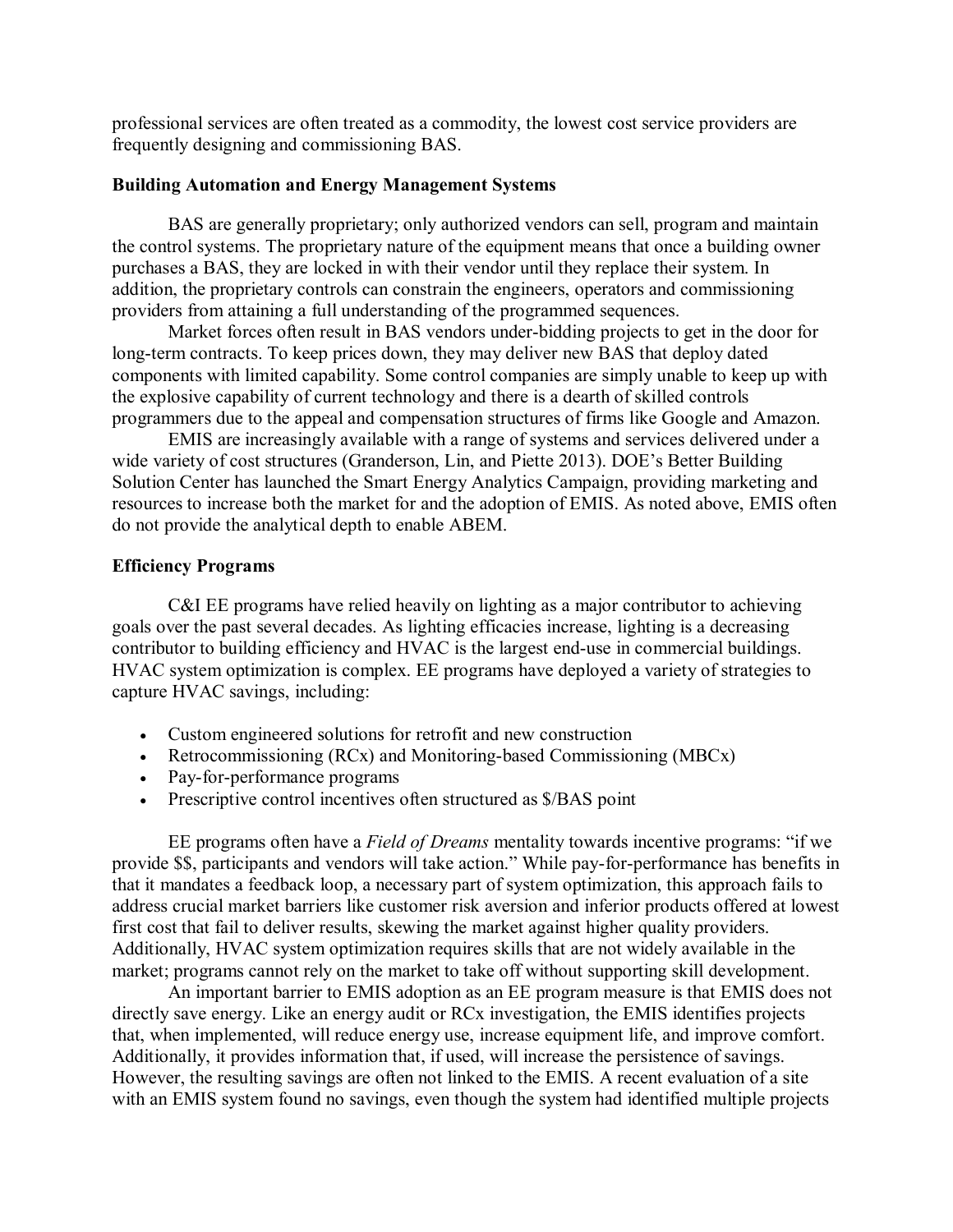professional services are often treated as a commodity, the lowest cost service providers are frequently designing and commissioning BAS.

### Building Automation and Energy Management Systems

BAS are generally proprietary; only authorized vendors can sell, program and maintain the control systems. The proprietary nature of the equipment means that once a building owner purchases a BAS, they are locked in with their vendor until they replace their system. In addition, the proprietary controls can constrain the engineers, operators and commissioning providers from attaining a full understanding of the programmed sequences.

Market forces often result in BAS vendors under-bidding projects to get in the door for long-term contracts. To keep prices down, they may deliver new BAS that deploy dated components with limited capability. Some control companies are simply unable to keep up with the explosive capability of current technology and there is a dearth of skilled controls programmers due to the appeal and compensation structures of firms like Google and Amazon.

EMIS are increasingly available with a range of systems and services delivered under a wide variety of cost structures (Granderson, Lin, and Piette 2013). DOE's Better Building Solution Center has launched the Smart Energy Analytics Campaign, providing marketing and resources to increase both the market for and the adoption of EMIS. As noted above, EMIS often do not provide the analytical depth to enable ABEM.

### Efficiency Programs

C&I EE programs have relied heavily on lighting as a major contributor to achieving goals over the past several decades. As lighting efficacies increase, lighting is a decreasing contributor to building efficiency and HVAC is the largest end-use in commercial buildings. HVAC system optimization is complex. EE programs have deployed a variety of strategies to capture HVAC savings, including:

- Custom engineered solutions for retrofit and new construction
- Retrocommissioning (RCx) and Monitoring-based Commissioning (MBCx)
- Pay-for-performance programs
- Prescriptive control incentives often structured as $/BAS point

EE programs often have a *Field of Dreams* mentality towards incentive programs: "if we provide $$, participants and vendors will take action." While pay-for-performance has benefits in that it mandates a feedback loop, a necessary part of system optimization, this approach fails to address crucial market barriers like customer risk aversion and inferior products offered at lowest first cost that fail to deliver results, skewing the market against higher quality providers. Additionally, HVAC system optimization requires skills that are not widely available in the market; programs cannot rely on the market to take off without supporting skill development.

An important barrier to EMIS adoption as an EE program measure is that EMIS does not directly save energy. Like an energy audit or RCx investigation, the EMIS identifies projects that, when implemented, will reduce energy use, increase equipment life, and improve comfort. Additionally, it provides information that, if used, will increase the persistence of savings. However, the resulting savings are often not linked to the EMIS. A recent evaluation of a site with an EMIS system found no savings, even though the system had identified multiple projects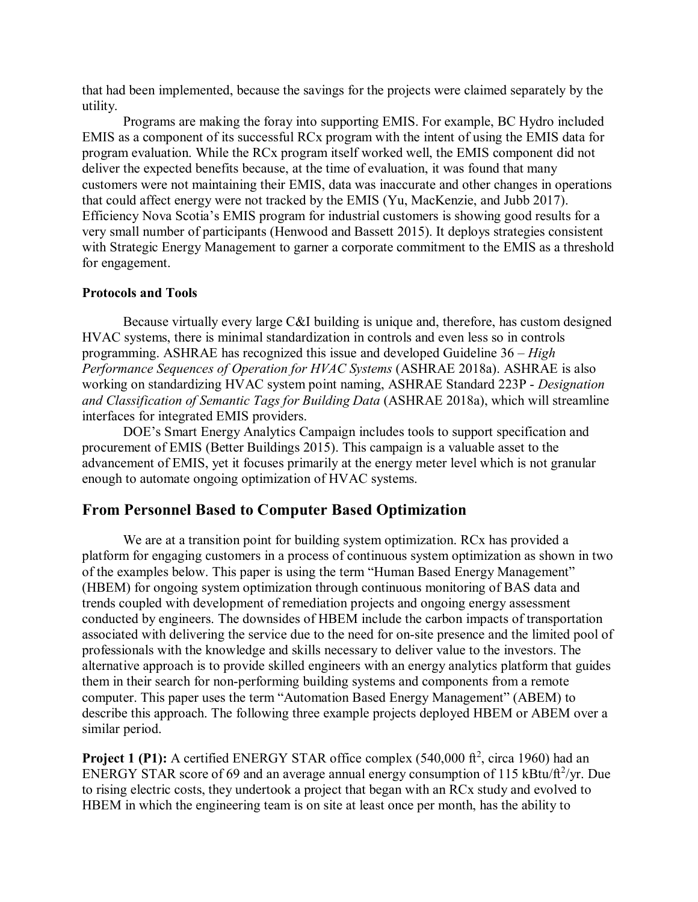that had been implemented, because the savings for the projects were claimed separately by the utility.

Programs are making the foray into supporting EMIS. For example, BC Hydro included EMIS as a component of its successful RCx program with the intent of using the EMIS data for program evaluation. While the RCx program itself worked well, the EMIS component did not deliver the expected benefits because, at the time of evaluation, it was found that many customers were not maintaining their EMIS, data was inaccurate and other changes in operations that could affect energy were not tracked by the EMIS (Yu, MacKenzie, and Jubb 2017). Efficiency Nova Scotia's EMIS program for industrial customers is showing good results for a very small number of participants (Henwood and Bassett 2015). It deploys strategies consistent with Strategic Energy Management to garner a corporate commitment to the EMIS as a threshold for engagement.

### Protocols and Tools

Because virtually every large C&I building is unique and, therefore, has custom designed HVAC systems, there is minimal standardization in controls and even less so in controls programming. ASHRAE has recognized this issue and developed Guideline 36 – *High Performance Sequences of Operation for HVAC Systems* (ASHRAE 2018a). ASHRAE is also working on standardizing HVAC system point naming, ASHRAE Standard 223P - *Designation and Classification of Semantic Tags for Building Data* (ASHRAE 2018a), which will streamline interfaces for integrated EMIS providers.

DOE's Smart Energy Analytics Campaign includes tools to support specification and procurement of EMIS (Better Buildings 2015). This campaign is a valuable asset to the advancement of EMIS, yet it focuses primarily at the energy meter level which is not granular enough to automate ongoing optimization of HVAC systems.

## From Personnel Based to Computer Based Optimization

We are at a transition point for building system optimization. RCx has provided a platform for engaging customers in a process of continuous system optimization as shown in two of the examples below. This paper is using the term "Human Based Energy Management" (HBEM) for ongoing system optimization through continuous monitoring of BAS data and trends coupled with development of remediation projects and ongoing energy assessment conducted by engineers. The downsides of HBEM include the carbon impacts of transportation associated with delivering the service due to the need for on-site presence and the limited pool of professionals with the knowledge and skills necessary to deliver value to the investors. The alternative approach is to provide skilled engineers with an energy analytics platform that guides them in their search for non-performing building systems and components from a remote computer. This paper uses the term "Automation Based Energy Management" (ABEM) to describe this approach. The following three example projects deployed HBEM or ABEM over a similar period.

**Project 1 (P1):** A certified ENERGY STAR office complex (540,000 ft$^2$, circa 1960) had an ENERGY STAR score of 69 and an average annual energy consumption of 115 kBtu/ft$^2$/yr. Due to rising electric costs, they undertook a project that began with an RCx study and evolved to HBEM in which the engineering team is on site at least once per month, has the ability to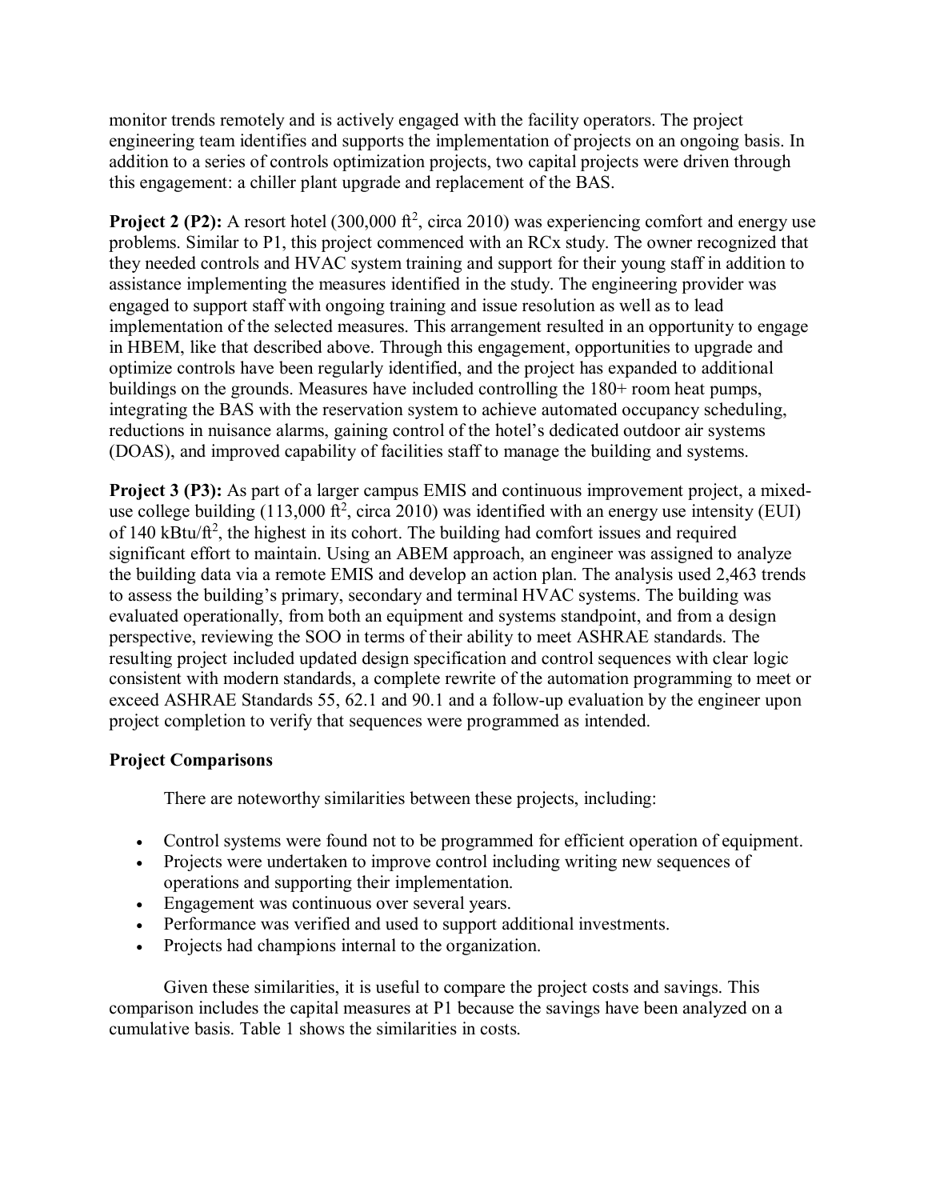monitor trends remotely and is actively engaged with the facility operators. The project engineering team identifies and supports the implementation of projects on an ongoing basis. In addition to a series of controls optimization projects, two capital projects were driven through this engagement: a chiller plant upgrade and replacement of the BAS.

**Project 2 (P2):** A resort hotel (300,000 ft$^2$, circa 2010) was experiencing comfort and energy use problems. Similar to P1, this project commenced with an RCx study. The owner recognized that they needed controls and HVAC system training and support for their young staff in addition to assistance implementing the measures identified in the study. The engineering provider was engaged to support staff with ongoing training and issue resolution as well as to lead implementation of the selected measures. This arrangement resulted in an opportunity to engage in HBEM, like that described above. Through this engagement, opportunities to upgrade and optimize controls have been regularly identified, and the project has expanded to additional buildings on the grounds. Measures have included controlling the 180+ room heat pumps, integrating the BAS with the reservation system to achieve automated occupancy scheduling, reductions in nuisance alarms, gaining control of the hotel's dedicated outdoor air systems (DOAS), and improved capability of facilities staff to manage the building and systems.

**Project 3 (P3):** As part of a larger campus EMIS and continuous improvement project, a mixed-use college building (113,000 ft$^2$, circa 2010) was identified with an energy use intensity (EUI) of 140 kBtu/ft$^2$, the highest in its cohort. The building had comfort issues and required significant effort to maintain. Using an ABEM approach, an engineer was assigned to analyze the building data via a remote EMIS and develop an action plan. The analysis used 2,463 trends to assess the building's primary, secondary and terminal HVAC systems. The building was evaluated operationally, from both an equipment and systems standpoint, and from a design perspective, reviewing the SOO in terms of their ability to meet ASHRAE standards. The resulting project included updated design specification and control sequences with clear logic consistent with modern standards, a complete rewrite of the automation programming to meet or exceed ASHRAE Standards 55, 62.1 and 90.1 and a follow-up evaluation by the engineer upon project completion to verify that sequences were programmed as intended.

### Project Comparisons

There are noteworthy similarities between these projects, including:

- Control systems were found not to be programmed for efficient operation of equipment.
- Projects were undertaken to improve control including writing new sequences of operations and supporting their implementation.
- Engagement was continuous over several years.
- Performance was verified and used to support additional investments.
- Projects had champions internal to the organization.

Given these similarities, it is useful to compare the project costs and savings. This comparison includes the capital measures at P1 because the savings have been analyzed on a cumulative basis. Table 1 shows the similarities in costs.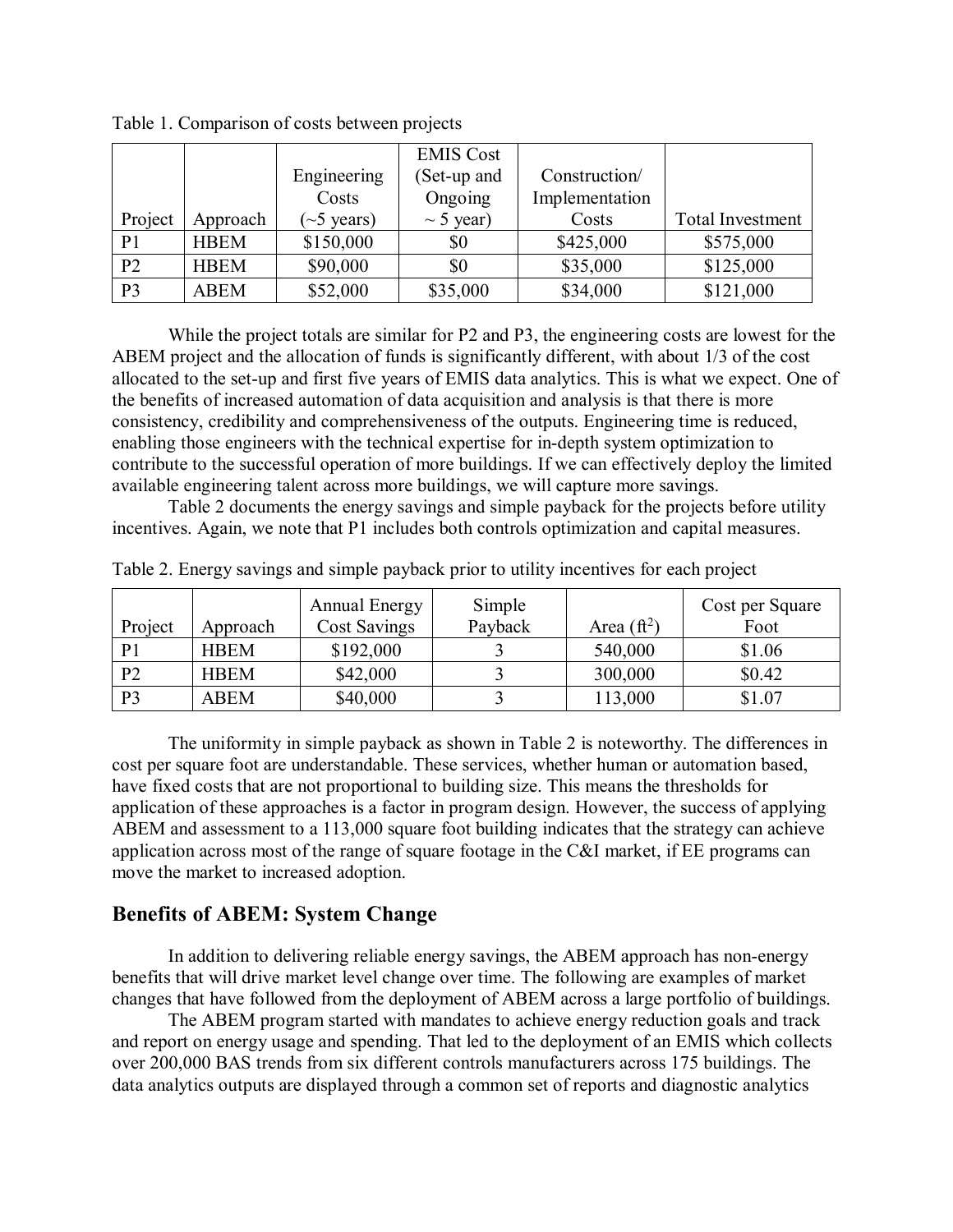Table 1. Comparison of costs between projects

| Project | Approach | Engineering Costs (~5 years) | EMIS Cost (Set-up and Ongoing ~ 5 year) | Construction/ Implementation Costs | Total Investment |
|---|---|---|---|---|---|
| P1 | HBEM | $150,000 | $0 | $425,000 | $575,000 |
| P2 | HBEM | $90,000 | $0 | $35,000 | $125,000 |
| P3 | ABEM | $52,000 | $35,000 | $34,000 | $121,000 |

While the project totals are similar for P2 and P3, the engineering costs are lowest for the ABEM project and the allocation of funds is significantly different, with about 1/3 of the cost allocated to the set-up and first five years of EMIS data analytics. This is what we expect. One of the benefits of increased automation of data acquisition and analysis is that there is more consistency, credibility and comprehensiveness of the outputs. Engineering time is reduced, enabling those engineers with the technical expertise for in-depth system optimization to contribute to the successful operation of more buildings. If we can effectively deploy the limited available engineering talent across more buildings, we will capture more savings.

Table 2 documents the energy savings and simple payback for the projects before utility incentives. Again, we note that P1 includes both controls optimization and capital measures.

Table 2. Energy savings and simple payback prior to utility incentives for each project

| Project | Approach | Annual Energy Cost Savings | Simple Payback | Area ($ft^2$) | Cost per Square Foot |
|---|---|---|---|---|---|
| P1 | HBEM | $192,000 | 3 | 540,000 | $1.06 |
| P2 | HBEM | $42,000 | 3 | 300,000 | $0.42 |
| P3 | ABEM | $40,000 | 3 | 113,000 | $1.07 |

The uniformity in simple payback as shown in Table 2 is noteworthy. The differences in cost per square foot are understandable. These services, whether human or automation based, have fixed costs that are not proportional to building size. This means the thresholds for application of these approaches is a factor in program design. However, the success of applying ABEM and assessment to a 113,000 square foot building indicates that the strategy can achieve application across most of the range of square footage in the C&I market, if EE programs can move the market to increased adoption.

## Benefits of ABEM: System Change

In addition to delivering reliable energy savings, the ABEM approach has non-energy benefits that will drive market level change over time. The following are examples of market changes that have followed from the deployment of ABEM across a large portfolio of buildings.

The ABEM program started with mandates to achieve energy reduction goals and track and report on energy usage and spending. That led to the deployment of an EMIS which collects over 200,000 BAS trends from six different controls manufacturers across 175 buildings. The data analytics outputs are displayed through a common set of reports and diagnostic analytics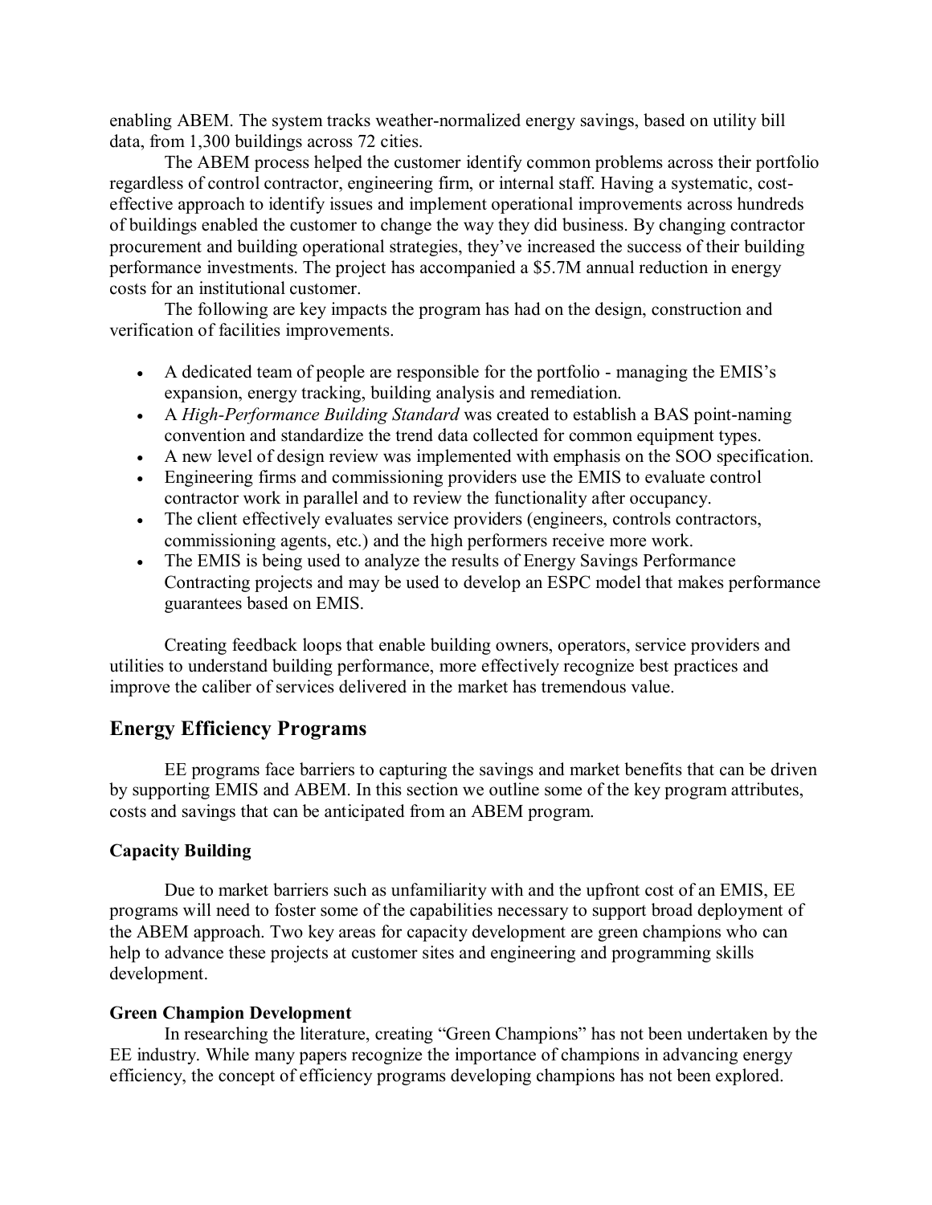enabling ABEM. The system tracks weather-normalized energy savings, based on utility bill data, from 1,300 buildings across 72 cities.

The ABEM process helped the customer identify common problems across their portfolio regardless of control contractor, engineering firm, or internal staff. Having a systematic, cost-effective approach to identify issues and implement operational improvements across hundreds of buildings enabled the customer to change the way they did business. By changing contractor procurement and building operational strategies, they've increased the success of their building performance investments. The project has accompanied a $5.7M annual reduction in energy costs for an institutional customer.

The following are key impacts the program has had on the design, construction and verification of facilities improvements.

- A dedicated team of people are responsible for the portfolio - managing the EMIS's expansion, energy tracking, building analysis and remediation.
- A *High-Performance Building Standard* was created to establish a BAS point-naming convention and standardize the trend data collected for common equipment types.
- A new level of design review was implemented with emphasis on the SOO specification.
- Engineering firms and commissioning providers use the EMIS to evaluate control contractor work in parallel and to review the functionality after occupancy.
- The client effectively evaluates service providers (engineers, controls contractors, commissioning agents, etc.) and the high performers receive more work.
- The EMIS is being used to analyze the results of Energy Savings Performance Contracting projects and may be used to develop an ESPC model that makes performance guarantees based on EMIS.

Creating feedback loops that enable building owners, operators, service providers and utilities to understand building performance, more effectively recognize best practices and improve the caliber of services delivered in the market has tremendous value.

## Energy Efficiency Programs

EE programs face barriers to capturing the savings and market benefits that can be driven by supporting EMIS and ABEM. In this section we outline some of the key program attributes, costs and savings that can be anticipated from an ABEM program.

### Capacity Building

Due to market barriers such as unfamiliarity with and the upfront cost of an EMIS, EE programs will need to foster some of the capabilities necessary to support broad deployment of the ABEM approach. Two key areas for capacity development are green champions who can help to advance these projects at customer sites and engineering and programming skills development.

#### Green Champion Development

In researching the literature, creating "Green Champions" has not been undertaken by the EE industry. While many papers recognize the importance of champions in advancing energy efficiency, the concept of efficiency programs developing champions has not been explored.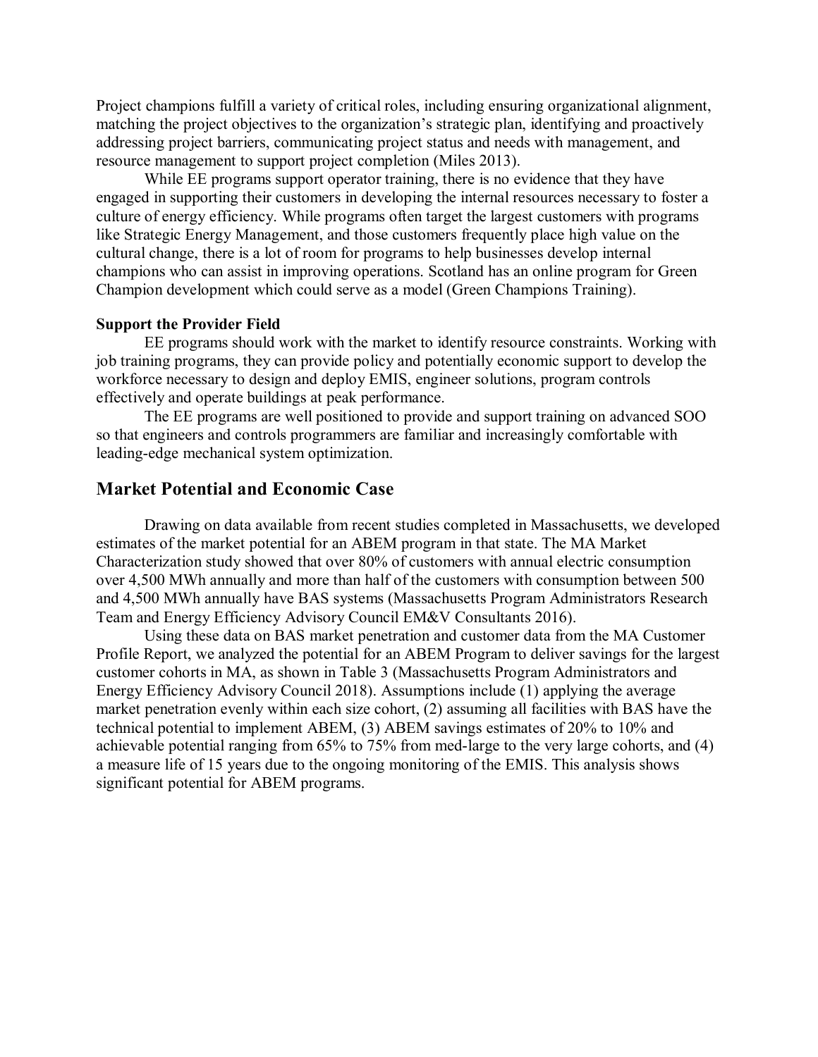Project champions fulfill a variety of critical roles, including ensuring organizational alignment, matching the project objectives to the organization's strategic plan, identifying and proactively addressing project barriers, communicating project status and needs with management, and resource management to support project completion (Miles 2013).

While EE programs support operator training, there is no evidence that they have engaged in supporting their customers in developing the internal resources necessary to foster a culture of energy efficiency. While programs often target the largest customers with programs like Strategic Energy Management, and those customers frequently place high value on the cultural change, there is a lot of room for programs to help businesses develop internal champions who can assist in improving operations. Scotland has an online program for Green Champion development which could serve as a model (Green Champions Training).

**Support the Provider Field**

EE programs should work with the market to identify resource constraints. Working with job training programs, they can provide policy and potentially economic support to develop the workforce necessary to design and deploy EMIS, engineer solutions, program controls effectively and operate buildings at peak performance.

The EE programs are well positioned to provide and support training on advanced SOO so that engineers and controls programmers are familiar and increasingly comfortable with leading-edge mechanical system optimization.

## Market Potential and Economic Case

Drawing on data available from recent studies completed in Massachusetts, we developed estimates of the market potential for an ABEM program in that state. The MA Market Characterization study showed that over 80% of customers with annual electric consumption over 4,500 MWh annually and more than half of the customers with consumption between 500 and 4,500 MWh annually have BAS systems (Massachusetts Program Administrators Research Team and Energy Efficiency Advisory Council EM&V Consultants 2016).

Using these data on BAS market penetration and customer data from the MA Customer Profile Report, we analyzed the potential for an ABEM Program to deliver savings for the largest customer cohorts in MA, as shown in Table 3 (Massachusetts Program Administrators and Energy Efficiency Advisory Council 2018). Assumptions include (1) applying the average market penetration evenly within each size cohort, (2) assuming all facilities with BAS have the technical potential to implement ABEM, (3) ABEM savings estimates of 20% to 10% and achievable potential ranging from 65% to 75% from med-large to the very large cohorts, and (4) a measure life of 15 years due to the ongoing monitoring of the EMIS. This analysis shows significant potential for ABEM programs.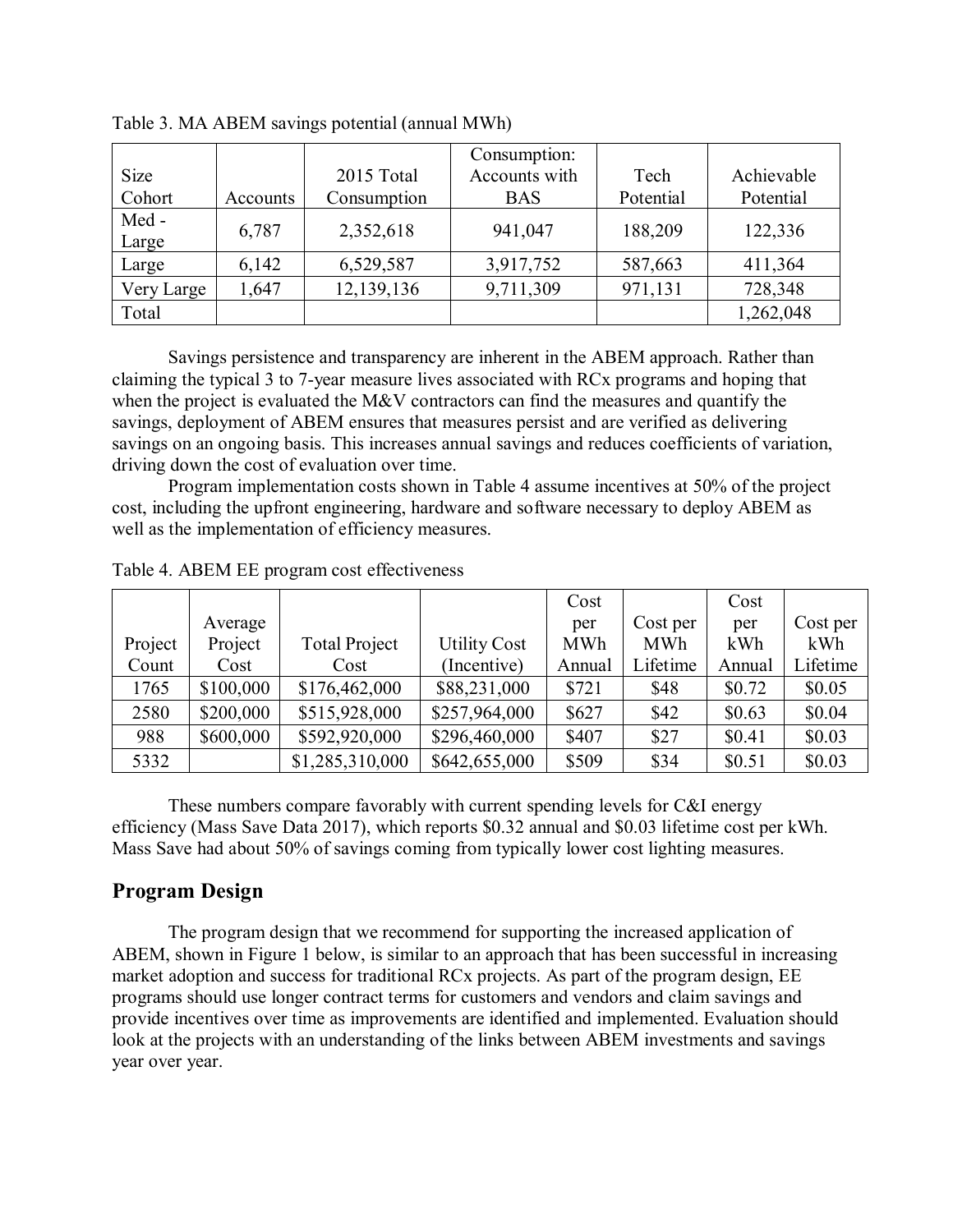Table 3. MA ABEM savings potential (annual MWh)

| Size Cohort | Accounts | 2015 Total Consumption | Consumption: Accounts with BAS | Tech Potential | Achievable Potential |
|---|---|---|---|---|---|
| Med - Large | 6,787 | 2,352,618 | 941,047 | 188,209 | 122,336 |
| Large | 6,142 | 6,529,587 | 3,917,752 | 587,663 | 411,364 |
| Very Large | 1,647 | 12,139,136 | 9,711,309 | 971,131 | 728,348 |
| Total | | | | | 1,262,048 |

Savings persistence and transparency are inherent in the ABEM approach. Rather than claiming the typical 3 to 7-year measure lives associated with RCx programs and hoping that when the project is evaluated the M&V contractors can find the measures and quantify the savings, deployment of ABEM ensures that measures persist and are verified as delivering savings on an ongoing basis. This increases annual savings and reduces coefficients of variation, driving down the cost of evaluation over time.

Program implementation costs shown in Table 4 assume incentives at 50% of the project cost, including the upfront engineering, hardware and software necessary to deploy ABEM as well as the implementation of efficiency measures.

Table 4. ABEM EE program cost effectiveness

| Project Count | Average Project Cost | Total Project Cost | Utility Cost (Incentive) | Cost per MWh Annual | Cost per MWh Lifetime | Cost per kWh Annual | Cost per kWh Lifetime |
|---|---|---|---|---|---|---|---|
| 1765 | $100,000 | $176,462,000 | $88,231,000 | $721 | $48 | $0.72 | $0.05 |
| 2580 | $200,000 | $515,928,000 | $257,964,000 | $627 | $42 | $0.63 | $0.04 |
| 988 | $600,000 | $592,920,000 | $296,460,000 | $407 | $27 | $0.41 | $0.03 |
| 5332 | | $1,285,310,000 | $642,655,000 | $509 | $34 | $0.51 | $0.03 |

These numbers compare favorably with current spending levels for C&I energy efficiency (Mass Save Data 2017), which reports $0.32 annual and $0.03 lifetime cost per kWh. Mass Save had about 50% of savings coming from typically lower cost lighting measures.

## Program Design

The program design that we recommend for supporting the increased application of ABEM, shown in Figure 1 below, is similar to an approach that has been successful in increasing market adoption and success for traditional RCx projects. As part of the program design, EE programs should use longer contract terms for customers and vendors and claim savings and provide incentives over time as improvements are identified and implemented. Evaluation should look at the projects with an understanding of the links between ABEM investments and savings year over year.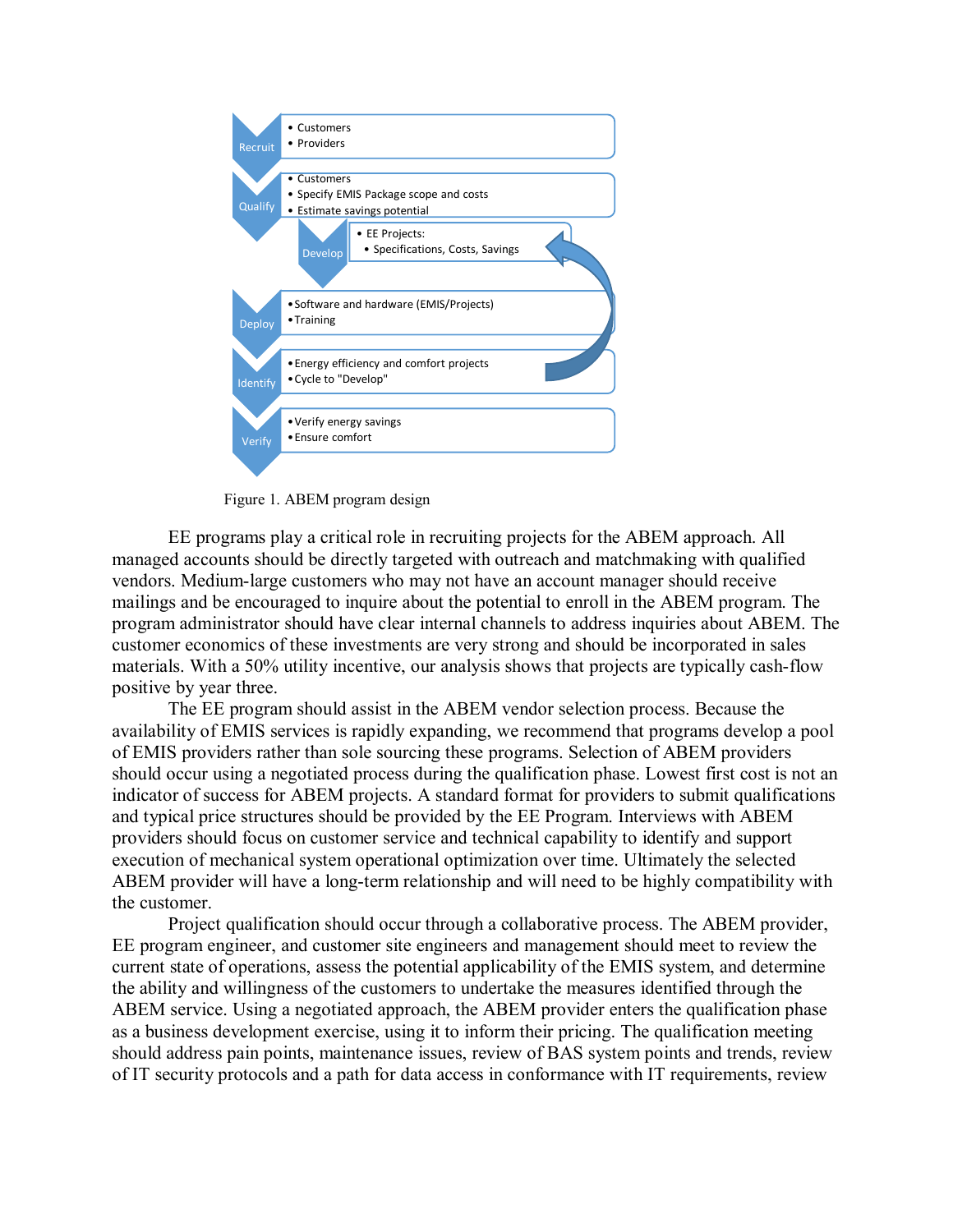- **Recruit**
  - Customers
  - Providers
- **Qualify**
  - Customers
  - Specify EMIS Package scope and costs
  - Estimate savings potential
- **Develop**
  - EE Projects:
    - Specifications, Costs, Savings
- **Deploy**
  - Software and hardware (EMIS/Projects)
  - Training
- **Identify**
  - Energy efficiency and comfort projects
  - Cycle to "Develop"
- **Verify**
  - Verify energy savings
  - Ensure comfort

Figure 1. ABEM program design

EE programs play a critical role in recruiting projects for the ABEM approach. All managed accounts should be directly targeted with outreach and matchmaking with qualified vendors. Medium-large customers who may not have an account manager should receive mailings and be encouraged to inquire about the potential to enroll in the ABEM program. The program administrator should have clear internal channels to address inquiries about ABEM. The customer economics of these investments are very strong and should be incorporated in sales materials. With a 50% utility incentive, our analysis shows that projects are typically cash-flow positive by year three.

The EE program should assist in the ABEM vendor selection process. Because the availability of EMIS services is rapidly expanding, we recommend that programs develop a pool of EMIS providers rather than sole sourcing these programs. Selection of ABEM providers should occur using a negotiated process during the qualification phase. Lowest first cost is not an indicator of success for ABEM projects. A standard format for providers to submit qualifications and typical price structures should be provided by the EE Program. Interviews with ABEM providers should focus on customer service and technical capability to identify and support execution of mechanical system operational optimization over time. Ultimately the selected ABEM provider will have a long-term relationship and will need to be highly compatibility with the customer.

Project qualification should occur through a collaborative process. The ABEM provider, EE program engineer, and customer site engineers and management should meet to review the current state of operations, assess the potential applicability of the EMIS system, and determine the ability and willingness of the customers to undertake the measures identified through the ABEM service. Using a negotiated approach, the ABEM provider enters the qualification phase as a business development exercise, using it to inform their pricing. The qualification meeting should address pain points, maintenance issues, review of BAS system points and trends, review of IT security protocols and a path for data access in conformance with IT requirements, review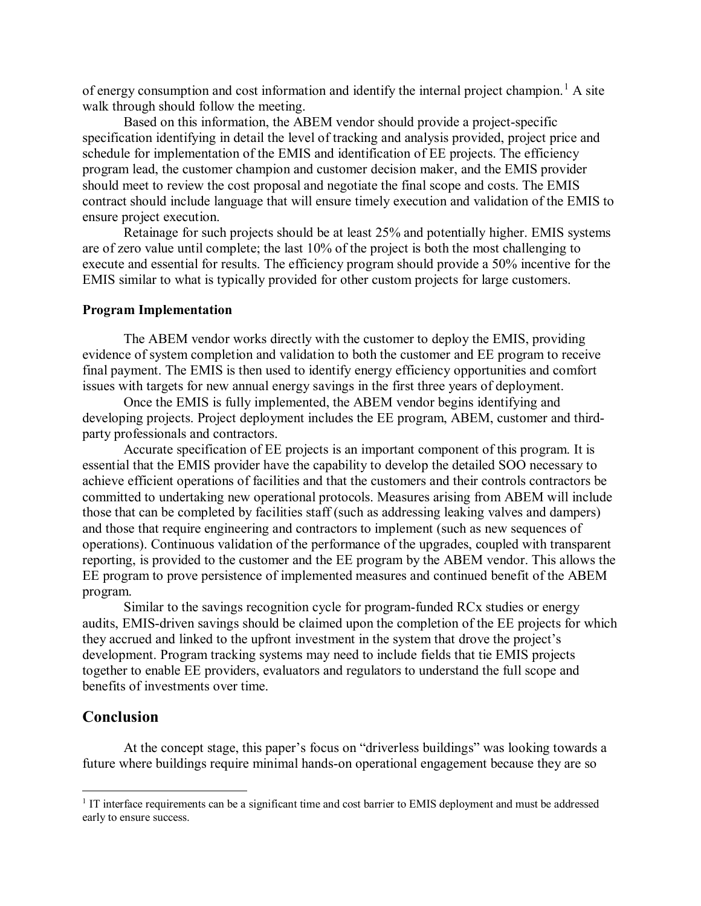of energy consumption and cost information and identify the internal project champion.[1] A site walk through should follow the meeting.

Based on this information, the ABEM vendor should provide a project-specific specification identifying in detail the level of tracking and analysis provided, project price and schedule for implementation of the EMIS and identification of EE projects. The efficiency program lead, the customer champion and customer decision maker, and the EMIS provider should meet to review the cost proposal and negotiate the final scope and costs. The EMIS contract should include language that will ensure timely execution and validation of the EMIS to ensure project execution.

Retainage for such projects should be at least 25% and potentially higher. EMIS systems are of zero value until complete; the last 10% of the project is both the most challenging to execute and essential for results. The efficiency program should provide a 50% incentive for the EMIS similar to what is typically provided for other custom projects for large customers.

**Program Implementation**

The ABEM vendor works directly with the customer to deploy the EMIS, providing evidence of system completion and validation to both the customer and EE program to receive final payment. The EMIS is then used to identify energy efficiency opportunities and comfort issues with targets for new annual energy savings in the first three years of deployment.

Once the EMIS is fully implemented, the ABEM vendor begins identifying and developing projects. Project deployment includes the EE program, ABEM, customer and third-party professionals and contractors.

Accurate specification of EE projects is an important component of this program. It is essential that the EMIS provider have the capability to develop the detailed SOO necessary to achieve efficient operations of facilities and that the customers and their controls contractors be committed to undertaking new operational protocols. Measures arising from ABEM will include those that can be completed by facilities staff (such as addressing leaking valves and dampers) and those that require engineering and contractors to implement (such as new sequences of operations). Continuous validation of the performance of the upgrades, coupled with transparent reporting, is provided to the customer and the EE program by the ABEM vendor. This allows the EE program to prove persistence of implemented measures and continued benefit of the ABEM program.

Similar to the savings recognition cycle for program-funded RCx studies or energy audits, EMIS-driven savings should be claimed upon the completion of the EE projects for which they accrued and linked to the upfront investment in the system that drove the project's development. Program tracking systems may need to include fields that tie EMIS projects together to enable EE providers, evaluators and regulators to understand the full scope and benefits of investments over time.

## Conclusion

At the concept stage, this paper's focus on "driverless buildings" was looking towards a future where buildings require minimal hands-on operational engagement because they are so

[1] IT interface requirements can be a significant time and cost barrier to EMIS deployment and must be addressed early to ensure success.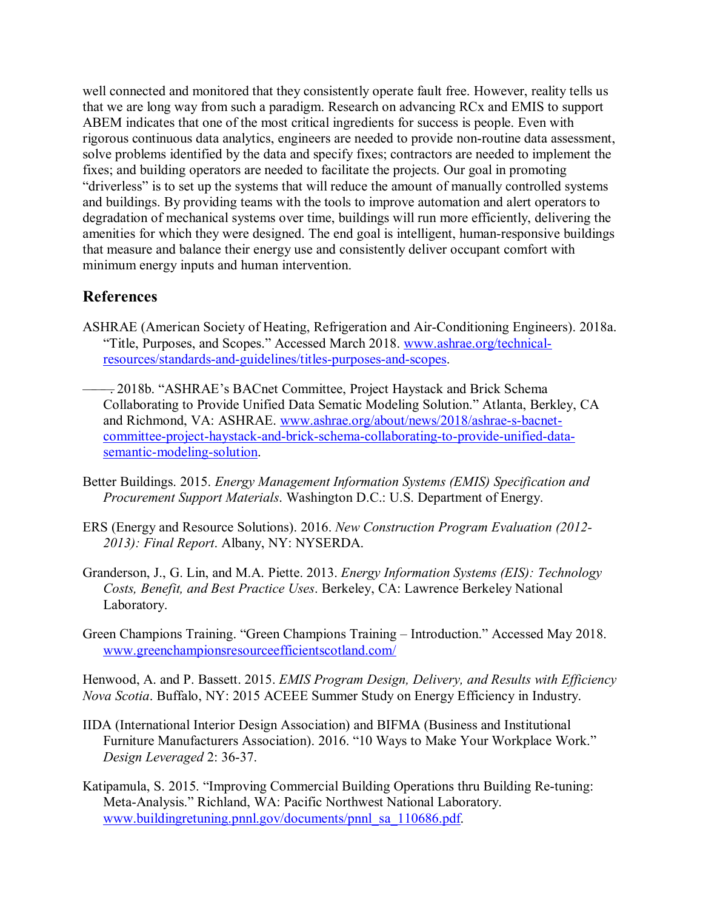well connected and monitored that they consistently operate fault free. However, reality tells us that we are long way from such a paradigm. Research on advancing RCx and EMIS to support ABEM indicates that one of the most critical ingredients for success is people. Even with rigorous continuous data analytics, engineers are needed to provide non-routine data assessment, solve problems identified by the data and specify fixes; contractors are needed to implement the fixes; and building operators are needed to facilitate the projects. Our goal in promoting "driverless" is to set up the systems that will reduce the amount of manually controlled systems and buildings. By providing teams with the tools to improve automation and alert operators to degradation of mechanical systems over time, buildings will run more efficiently, delivering the amenities for which they were designed. The end goal is intelligent, human-responsive buildings that measure and balance their energy use and consistently deliver occupant comfort with minimum energy inputs and human intervention.

## References

ASHRAE (American Society of Heating, Refrigeration and Air-Conditioning Engineers). 2018a. "Title, Purposes, and Scopes." Accessed March 2018. [www.ashrae.org/technical-resources/standards-and-guidelines/titles-purposes-and-scopes](www.ashrae.org/technical-resources/standards-and-guidelines/titles-purposes-and-scopes).

———. 2018b. "ASHRAE's BACnet Committee, Project Haystack and Brick Schema Collaborating to Provide Unified Data Sematic Modeling Solution." Atlanta, Berkley, CA and Richmond, VA: ASHRAE. [www.ashrae.org/about/news/2018/ashrae-s-bacnet-committee-project-haystack-and-brick-schema-collaborating-to-provide-unified-data-semantic-modeling-solution](www.ashrae.org/about/news/2018/ashrae-s-bacnet-committee-project-haystack-and-brick-schema-collaborating-to-provide-unified-data-semantic-modeling-solution).

Better Buildings. 2015. *Energy Management Information Systems (EMIS) Specification and Procurement Support Materials*. Washington D.C.: U.S. Department of Energy.

ERS (Energy and Resource Solutions). 2016. *New Construction Program Evaluation (2012-2013): Final Report*. Albany, NY: NYSERDA.

Granderson, J., G. Lin, and M.A. Piette. 2013. *Energy Information Systems (EIS): Technology Costs, Benefit, and Best Practice Uses*. Berkeley, CA: Lawrence Berkeley National Laboratory.

Green Champions Training. "Green Champions Training – Introduction." Accessed May 2018. [www.greenchampionsresourceefficientscotland.com/](www.greenchampionsresourceefficientscotland.com/)

Henwood, A. and P. Bassett. 2015. *EMIS Program Design, Delivery, and Results with Efficiency Nova Scotia*. Buffalo, NY: 2015 ACEEE Summer Study on Energy Efficiency in Industry.

IIDA (International Interior Design Association) and BIFMA (Business and Institutional Furniture Manufacturers Association). 2016. "10 Ways to Make Your Workplace Work." *Design Leveraged* 2: 36-37.

Katipamula, S. 2015. "Improving Commercial Building Operations thru Building Re-tuning: Meta-Analysis." Richland, WA: Pacific Northwest National Laboratory. [www.buildingretuning.pnnl.gov/documents/pnnl_sa_110686.pdf](www.buildingretuning.pnnl.gov/documents/pnnl_sa_110686.pdf).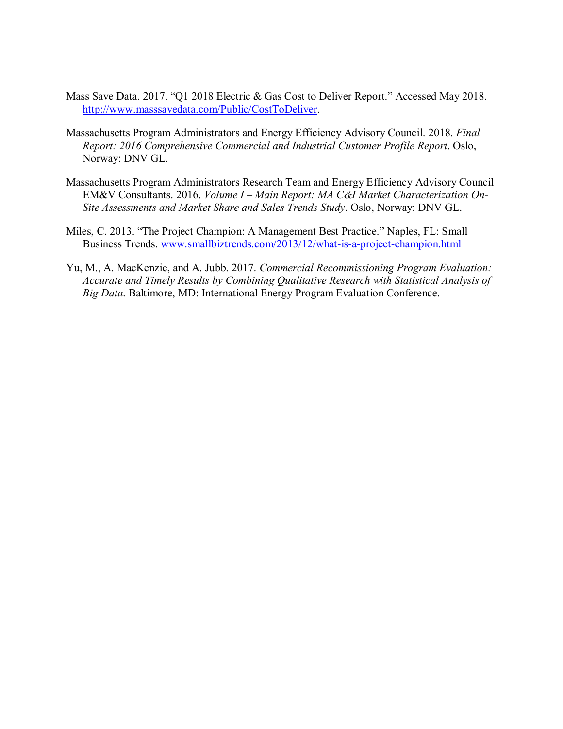Mass Save Data. 2017. "Q1 2018 Electric & Gas Cost to Deliver Report." Accessed May 2018. http://www.masssavedata.com/Public/CostToDeliver.

Massachusetts Program Administrators and Energy Efficiency Advisory Council. 2018. *Final Report: 2016 Comprehensive Commercial and Industrial Customer Profile Report*. Oslo, Norway: DNV GL.

Massachusetts Program Administrators Research Team and Energy Efficiency Advisory Council EM&V Consultants. 2016. *Volume I – Main Report: MA C&I Market Characterization On-Site Assessments and Market Share and Sales Trends Study*. Oslo, Norway: DNV GL.

Miles, C. 2013. "The Project Champion: A Management Best Practice." Naples, FL: Small Business Trends. www.smallbiztrends.com/2013/12/what-is-a-project-champion.html

Yu, M., A. MacKenzie, and A. Jubb. 2017. *Commercial Recommissioning Program Evaluation: Accurate and Timely Results by Combining Qualitative Research with Statistical Analysis of Big Data*. Baltimore, MD: International Energy Program Evaluation Conference.